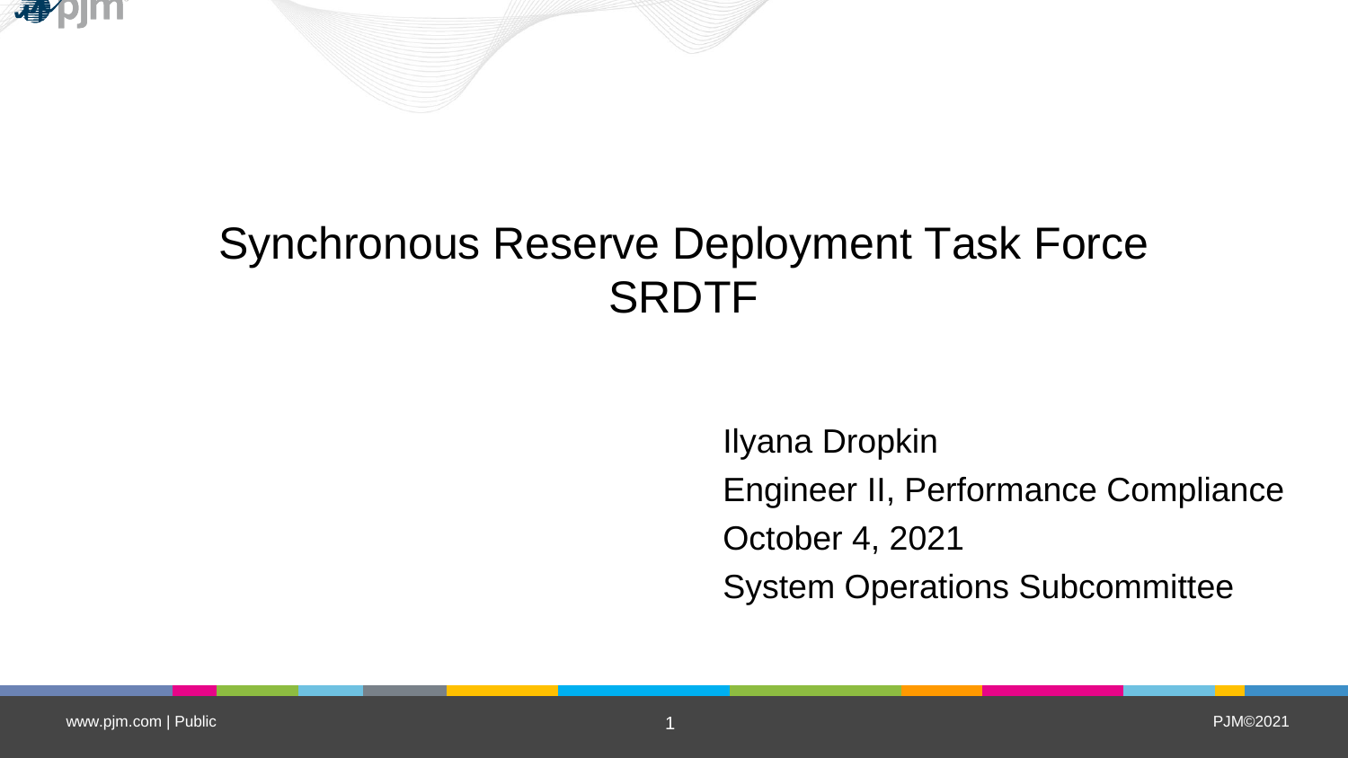# Synchronous Reserve Deployment Task Force
# SRDTF

Ilyana Dropkin

Engineer II, Performance Compliance

October 4, 2021

System Operations Subcommittee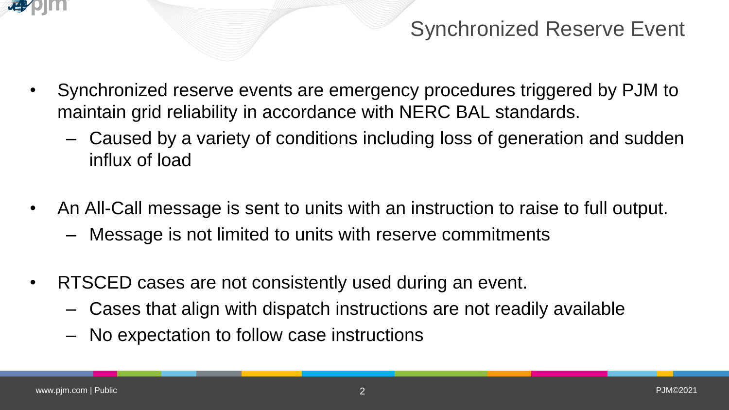# Synchronized Reserve Event

- Synchronized reserve events are emergency procedures triggered by PJM to maintain grid reliability in accordance with NERC BAL standards.
  - Caused by a variety of conditions including loss of generation and sudden influx of load
- An All-Call message is sent to units with an instruction to raise to full output.
  - Message is not limited to units with reserve commitments
- RTSCED cases are not consistently used during an event.
  - Cases that align with dispatch instructions are not readily available
  - No expectation to follow case instructions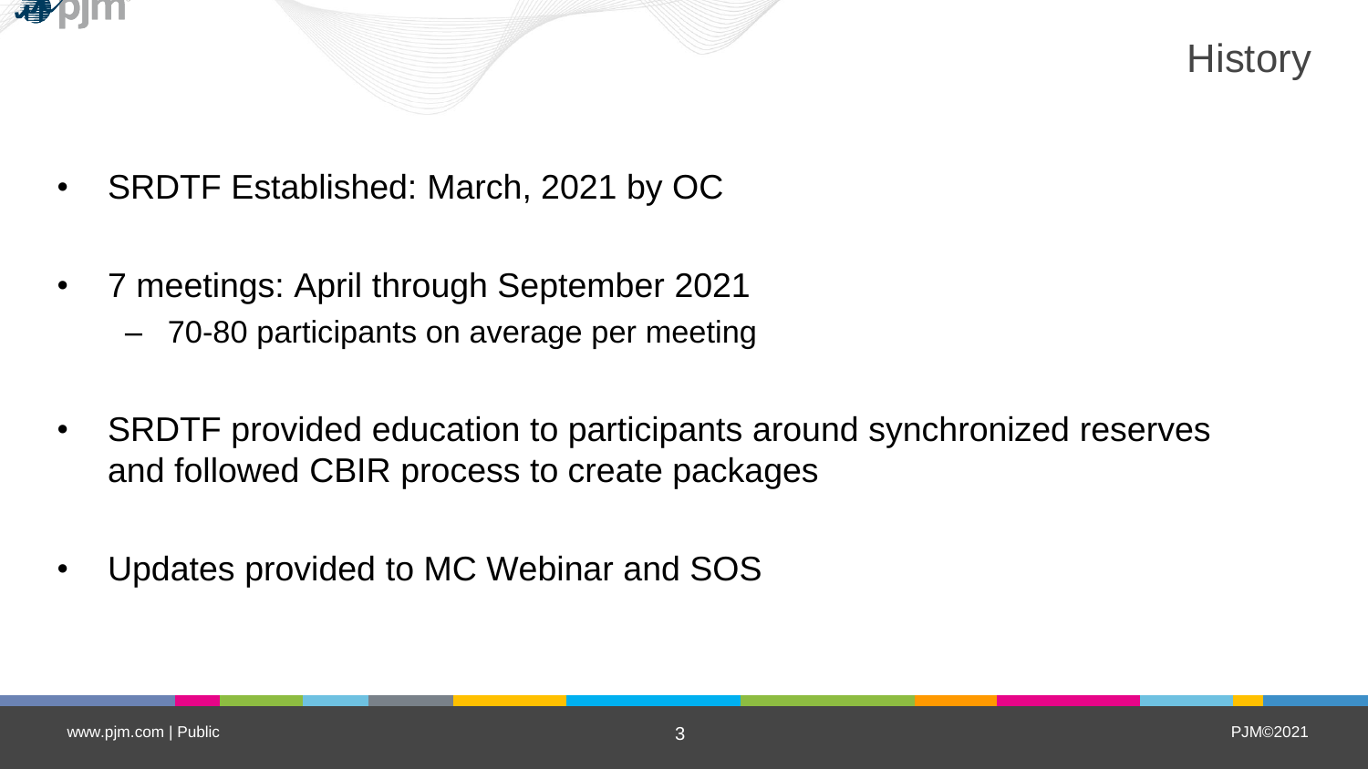# History

- SRDTF Established: March, 2021 by OC
- 7 meetings: April through September 2021
  - 70-80 participants on average per meeting
- SRDTF provided education to participants around synchronized reserves and followed CBIR process to create packages
- Updates provided to MC Webinar and SOS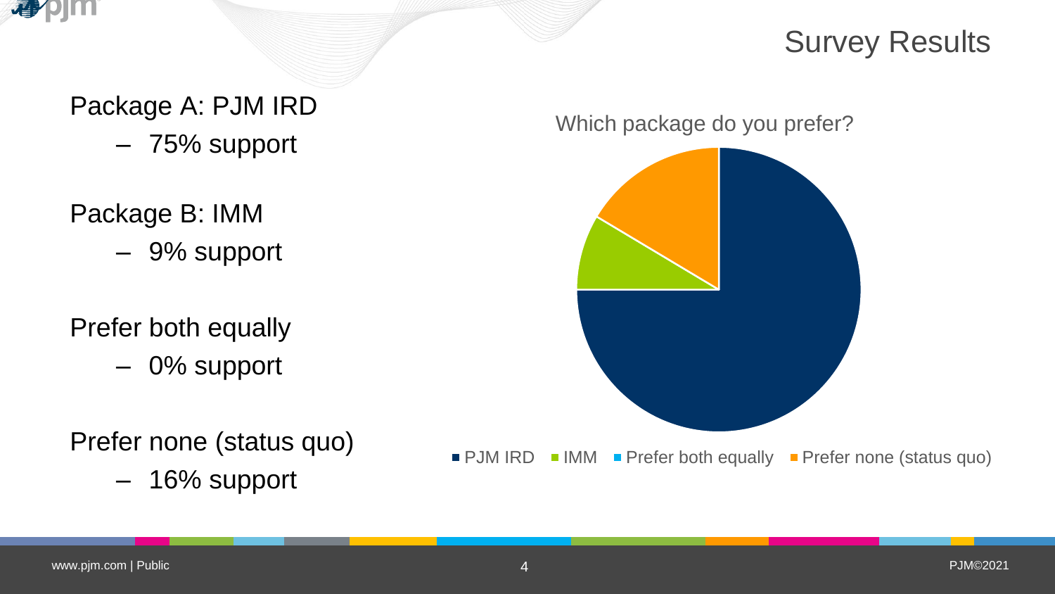# Survey Results

Package A: PJM IRD
- 75% support

Package B: IMM
- 9% support

Prefer both equally
- 0% support

Prefer none (status quo)
- 16% support

Which package do you prefer?

PJM IRD | IMM | Prefer both equally | Prefer none (status quo)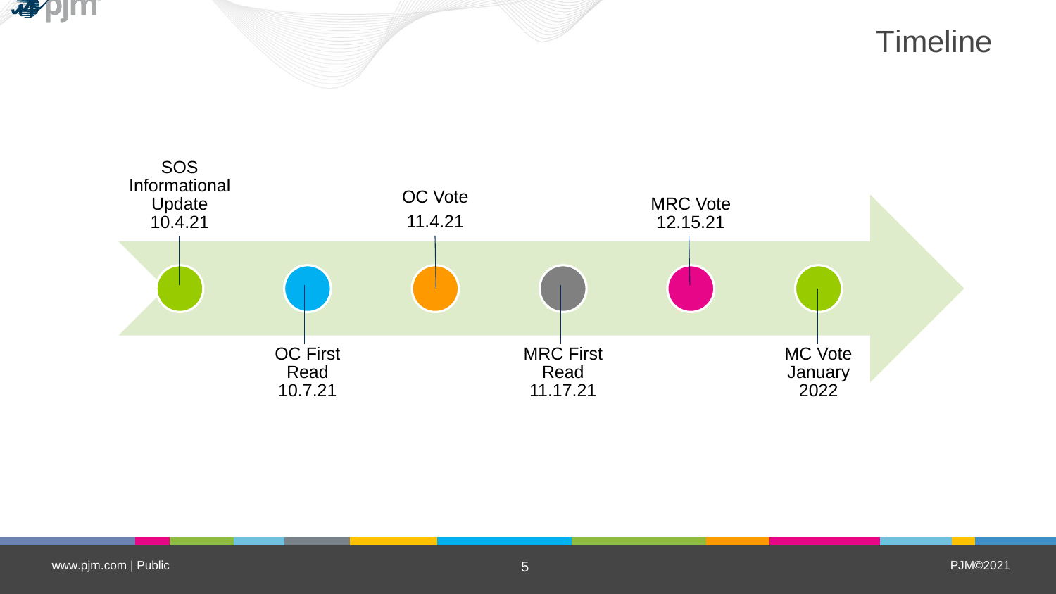# Timeline

- SOS Informational Update 10.4.21
- OC First Read 10.7.21
- OC Vote 11.4.21
- MRC First Read 11.17.21
- MRC Vote 12.15.21
- MC Vote January 2022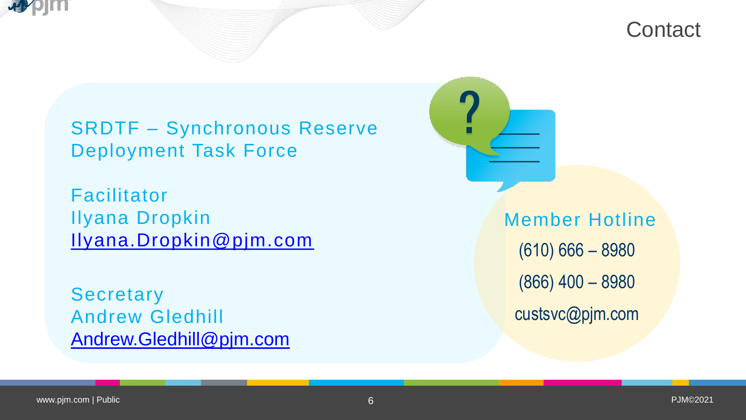# Contact

SRDTF – Synchronous Reserve Deployment Task Force

Facilitator
Ilyana Dropkin
Ilyana.Dropkin@pjm.com

Secretary
Andrew Gledhill
Andrew.Gledhill@pjm.com

Member Hotline
(610) 666 – 8980
(866) 400 – 8980
custsvc@pjm.com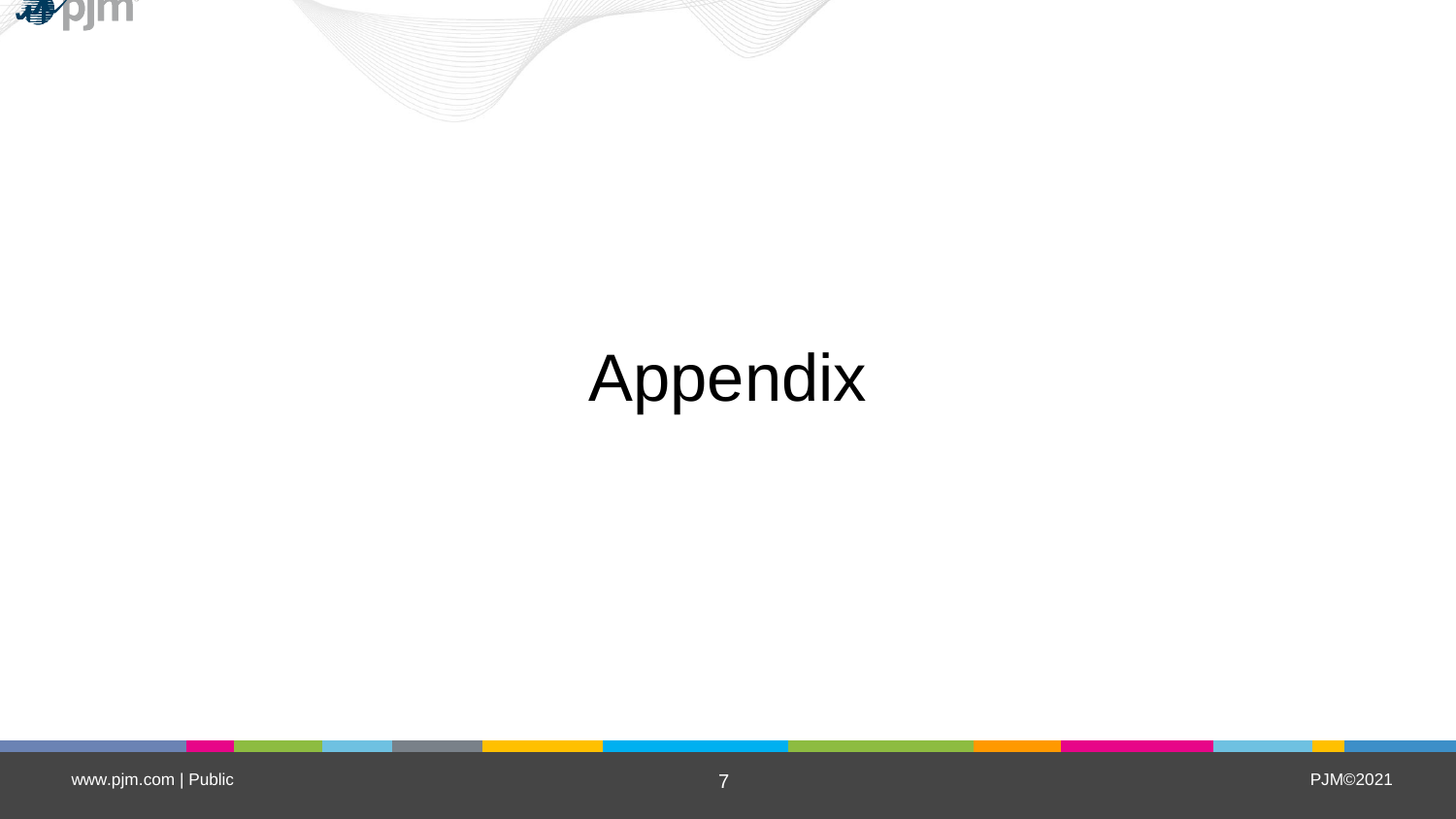# Appendix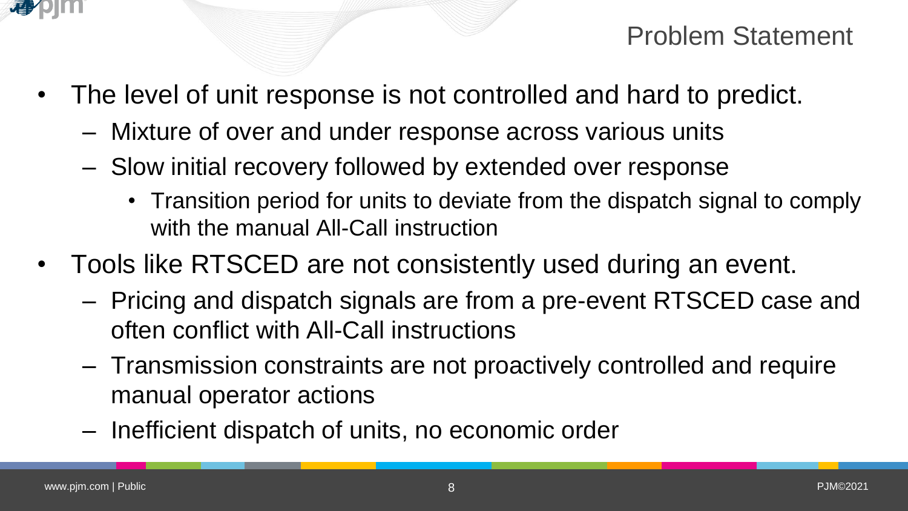## Problem Statement

- The level of unit response is not controlled and hard to predict.
  - Mixture of over and under response across various units
  - Slow initial recovery followed by extended over response
    - Transition period for units to deviate from the dispatch signal to comply with the manual All-Call instruction
- Tools like RTSCED are not consistently used during an event.
  - Pricing and dispatch signals are from a pre-event RTSCED case and often conflict with All-Call instructions
  - Transmission constraints are not proactively controlled and require manual operator actions
  - Inefficient dispatch of units, no economic order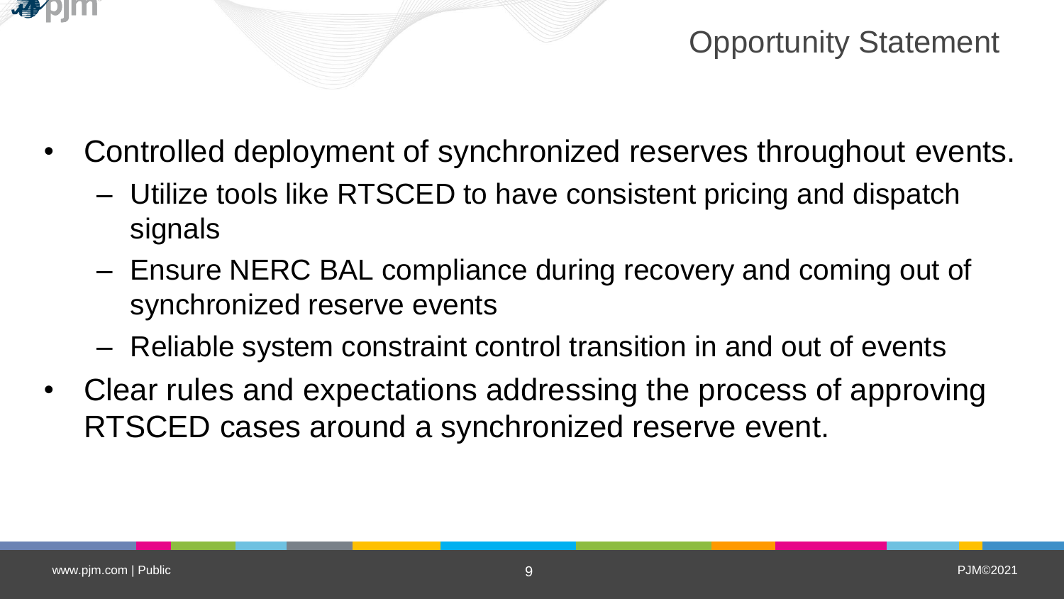# Opportunity Statement

- Controlled deployment of synchronized reserves throughout events.
  - Utilize tools like RTSCED to have consistent pricing and dispatch signals
  - Ensure NERC BAL compliance during recovery and coming out of synchronized reserve events
  - Reliable system constraint control transition in and out of events
- Clear rules and expectations addressing the process of approving RTSCED cases around a synchronized reserve event.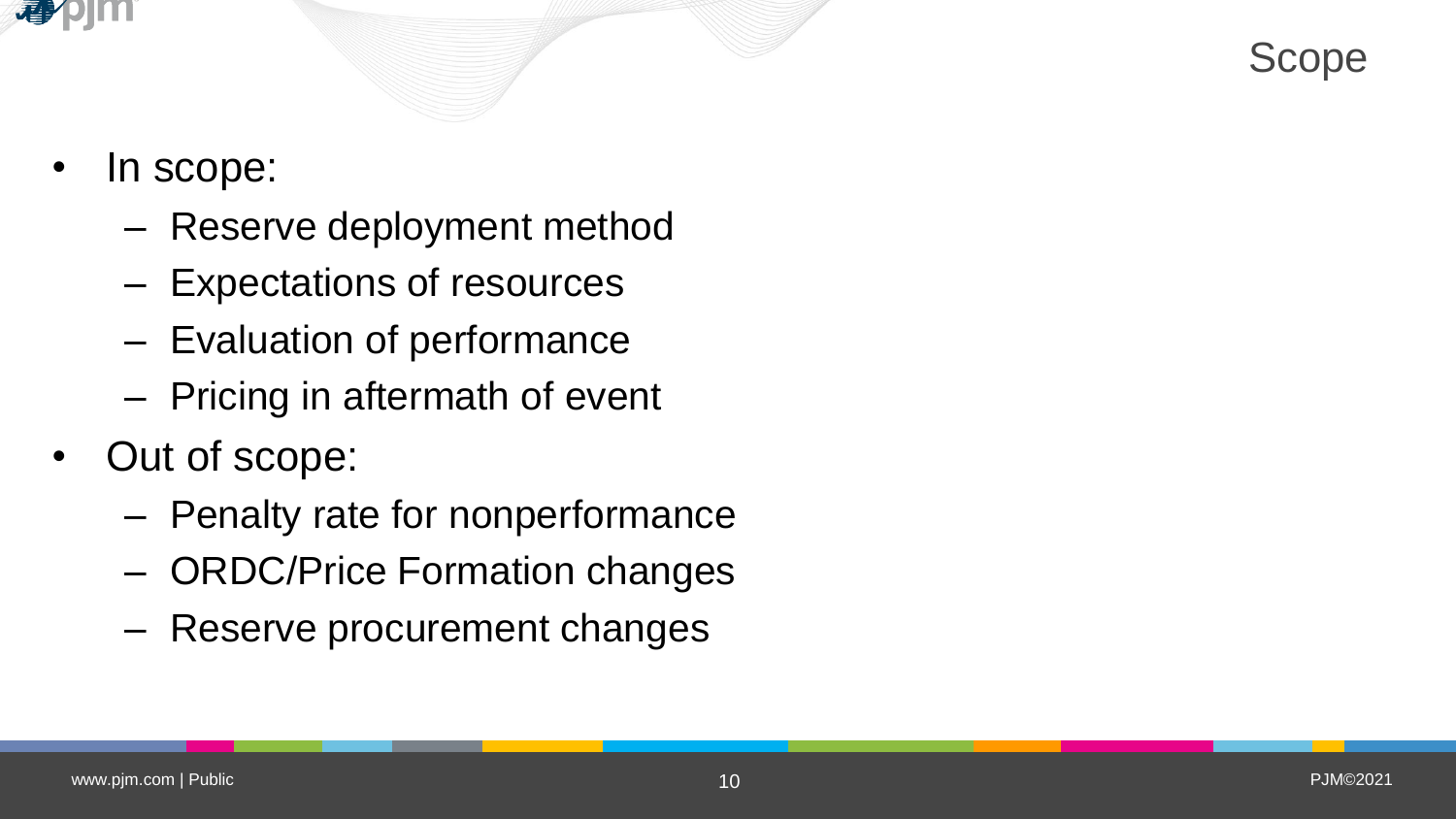# Scope

- In scope:
  - Reserve deployment method
  - Expectations of resources
  - Evaluation of performance
  - Pricing in aftermath of event
- Out of scope:
  - Penalty rate for nonperformance
  - ORDC/Price Formation changes
  - Reserve procurement changes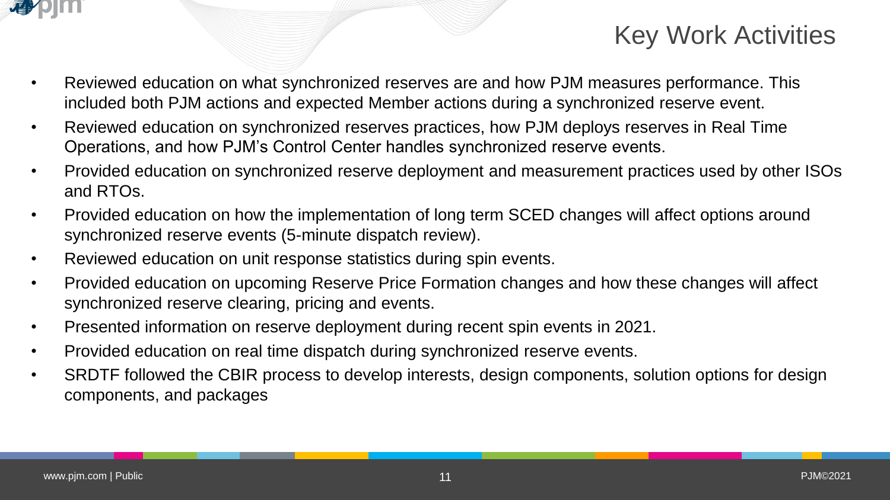# Key Work Activities

- Reviewed education on what synchronized reserves are and how PJM measures performance. This included both PJM actions and expected Member actions during a synchronized reserve event.
- Reviewed education on synchronized reserves practices, how PJM deploys reserves in Real Time Operations, and how PJM's Control Center handles synchronized reserve events.
- Provided education on synchronized reserve deployment and measurement practices used by other ISOs and RTOs.
- Provided education on how the implementation of long term SCED changes will affect options around synchronized reserve events (5-minute dispatch review).
- Reviewed education on unit response statistics during spin events.
- Provided education on upcoming Reserve Price Formation changes and how these changes will affect synchronized reserve clearing, pricing and events.
- Presented information on reserve deployment during recent spin events in 2021.
- Provided education on real time dispatch during synchronized reserve events.
- SRDTF followed the CBIR process to develop interests, design components, solution options for design components, and packages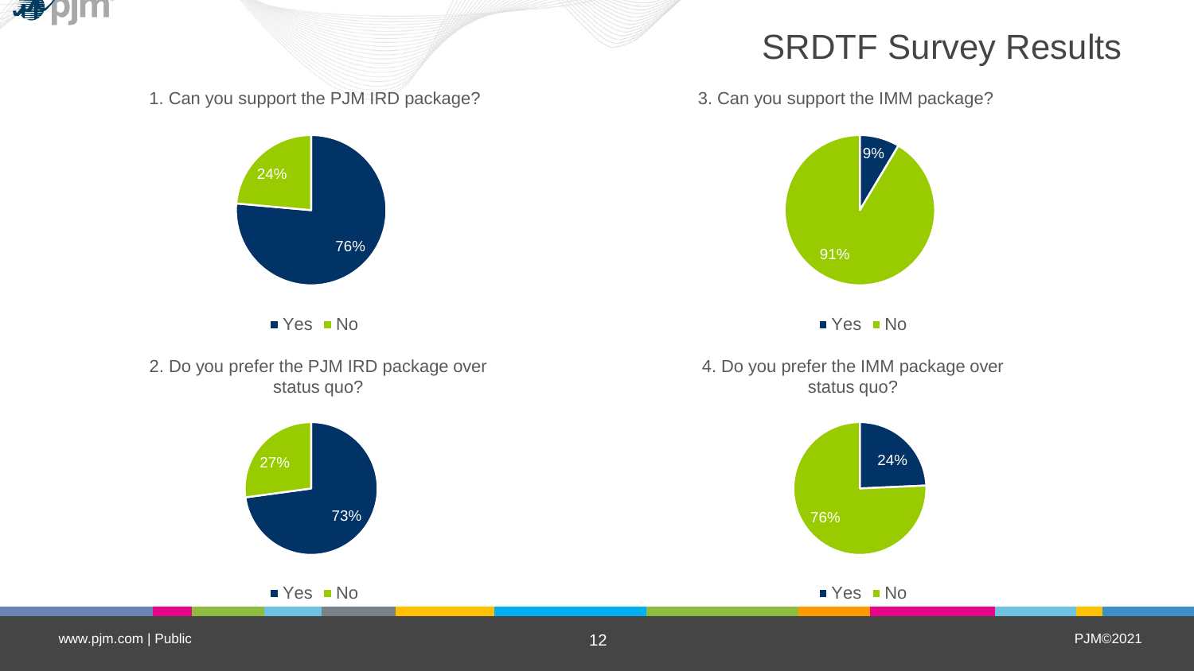# SRDTF Survey Results

1. Can you support the PJM IRD package?

24%
76%

Yes No

2. Do you prefer the PJM IRD package over status quo?

27%
73%

Yes No

3. Can you support the IMM package?

9%
91%

Yes No

4. Do you prefer the IMM package over status quo?

24%
76%

Yes No